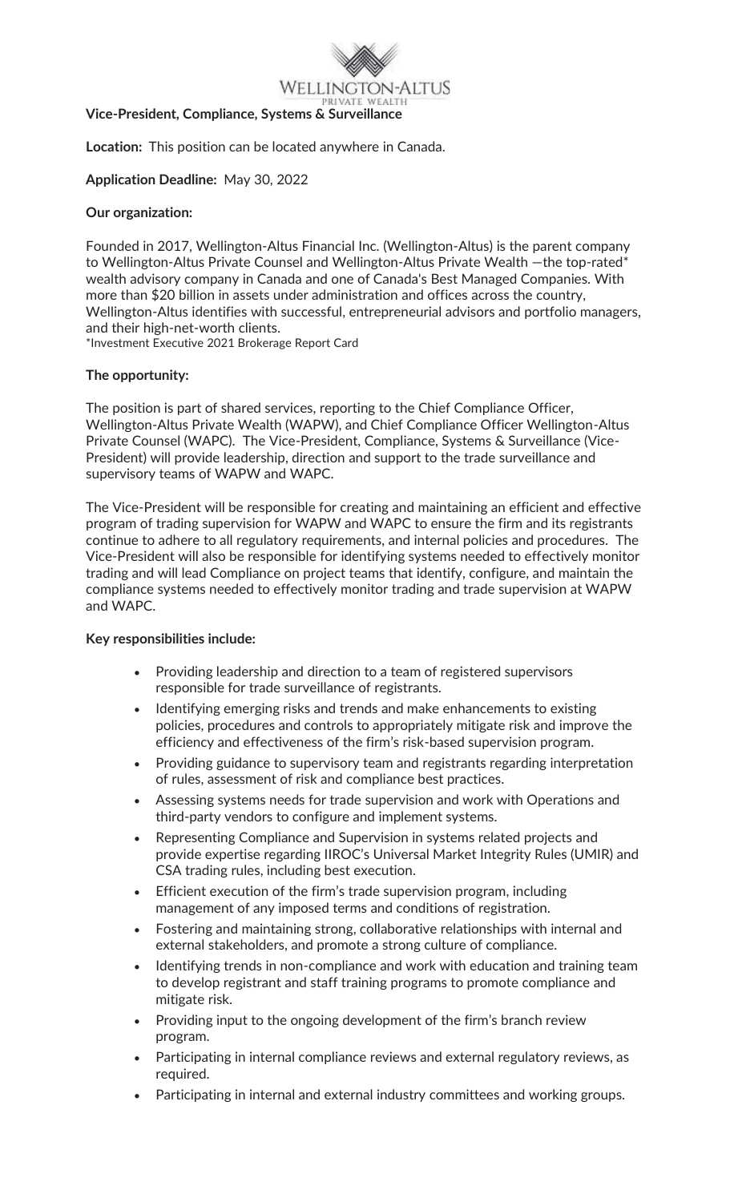WELLINGTON-ALTUS
PRIVATE WEALTH

**Vice-President, Compliance, Systems & Surveillance**

**Location:** This position can be located anywhere in Canada.

**Application Deadline:** May 30, 2022

**Our organization:**

Founded in 2017, Wellington-Altus Financial Inc. (Wellington-Altus) is the parent company to Wellington-Altus Private Counsel and Wellington-Altus Private Wealth —the top-rated* wealth advisory company in Canada and one of Canada's Best Managed Companies. With more than $20 billion in assets under administration and offices across the country, Wellington-Altus identifies with successful, entrepreneurial advisors and portfolio managers, and their high-net-worth clients.

*Investment Executive 2021 Brokerage Report Card

**The opportunity:**

The position is part of shared services, reporting to the Chief Compliance Officer, Wellington-Altus Private Wealth (WAPW), and Chief Compliance Officer Wellington-Altus Private Counsel (WAPC). The Vice-President, Compliance, Systems & Surveillance (Vice-President) will provide leadership, direction and support to the trade surveillance and supervisory teams of WAPW and WAPC.

The Vice-President will be responsible for creating and maintaining an efficient and effective program of trading supervision for WAPW and WAPC to ensure the firm and its registrants continue to adhere to all regulatory requirements, and internal policies and procedures. The Vice-President will also be responsible for identifying systems needed to effectively monitor trading and will lead Compliance on project teams that identify, configure, and maintain the compliance systems needed to effectively monitor trading and trade supervision at WAPW and WAPC.

**Key responsibilities include:**

- Providing leadership and direction to a team of registered supervisors responsible for trade surveillance of registrants.
- Identifying emerging risks and trends and make enhancements to existing policies, procedures and controls to appropriately mitigate risk and improve the efficiency and effectiveness of the firm's risk-based supervision program.
- Providing guidance to supervisory team and registrants regarding interpretation of rules, assessment of risk and compliance best practices.
- Assessing systems needs for trade supervision and work with Operations and third-party vendors to configure and implement systems.
- Representing Compliance and Supervision in systems related projects and provide expertise regarding IIROC's Universal Market Integrity Rules (UMIR) and CSA trading rules, including best execution.
- Efficient execution of the firm's trade supervision program, including management of any imposed terms and conditions of registration.
- Fostering and maintaining strong, collaborative relationships with internal and external stakeholders, and promote a strong culture of compliance.
- Identifying trends in non-compliance and work with education and training team to develop registrant and staff training programs to promote compliance and mitigate risk.
- Providing input to the ongoing development of the firm's branch review program.
- Participating in internal compliance reviews and external regulatory reviews, as required.
- Participating in internal and external industry committees and working groups.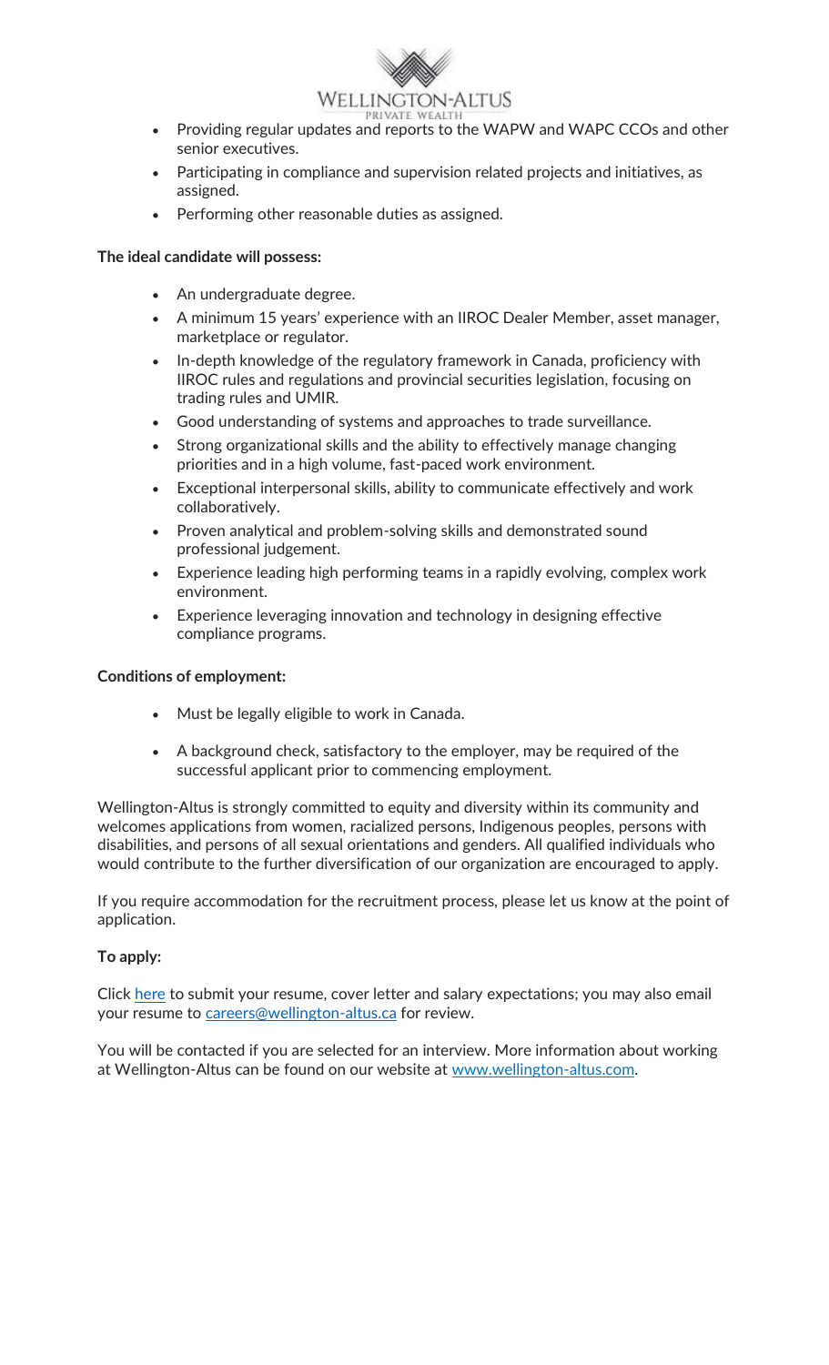- Providing regular updates and reports to the WAPW and WAPC CCOs and other senior executives.
- Participating in compliance and supervision related projects and initiatives, as assigned.
- Performing other reasonable duties as assigned.

**The ideal candidate will possess:**

- An undergraduate degree.
- A minimum 15 years' experience with an IIROC Dealer Member, asset manager, marketplace or regulator.
- In-depth knowledge of the regulatory framework in Canada, proficiency with IIROC rules and regulations and provincial securities legislation, focusing on trading rules and UMIR.
- Good understanding of systems and approaches to trade surveillance.
- Strong organizational skills and the ability to effectively manage changing priorities and in a high volume, fast-paced work environment.
- Exceptional interpersonal skills, ability to communicate effectively and work collaboratively.
- Proven analytical and problem-solving skills and demonstrated sound professional judgement.
- Experience leading high performing teams in a rapidly evolving, complex work environment.
- Experience leveraging innovation and technology in designing effective compliance programs.

**Conditions of employment:**

- Must be legally eligible to work in Canada.
- A background check, satisfactory to the employer, may be required of the successful applicant prior to commencing employment.

Wellington-Altus is strongly committed to equity and diversity within its community and welcomes applications from women, racialized persons, Indigenous peoples, persons with disabilities, and persons of all sexual orientations and genders. All qualified individuals who would contribute to the further diversification of our organization are encouraged to apply.

If you require accommodation for the recruitment process, please let us know at the point of application.

**To apply:**

Click here to submit your resume, cover letter and salary expectations; you may also email your resume to careers@wellington-altus.ca for review.

You will be contacted if you are selected for an interview. More information about working at Wellington-Altus can be found on our website at www.wellington-altus.com.